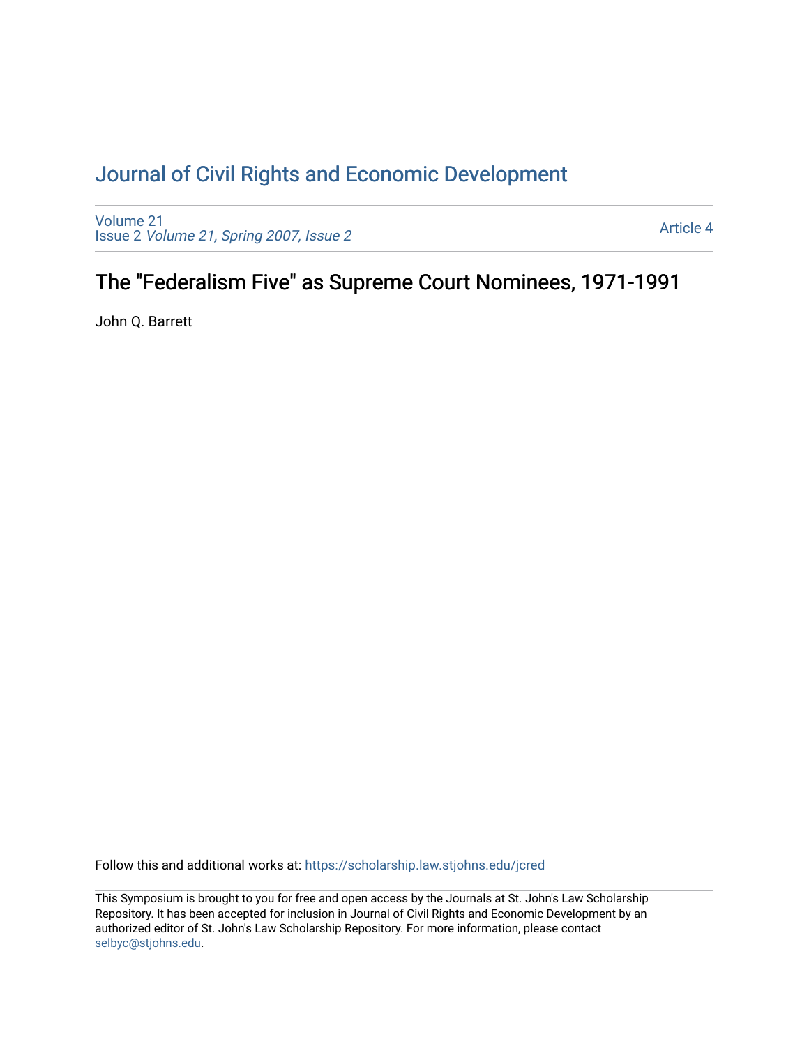# Journal of Civil Rights and Economic Development

Volume 21
Issue 2 *Volume 21, Spring 2007, Issue 2*

Article 4

## The "Federalism Five" as Supreme Court Nominees, 1971-1991

John Q. Barrett

Follow this and additional works at: https://scholarship.law.stjohns.edu/jcred

This Symposium is brought to you for free and open access by the Journals at St. John's Law Scholarship Repository. It has been accepted for inclusion in Journal of Civil Rights and Economic Development by an authorized editor of St. John's Law Scholarship Repository. For more information, please contact selbyc@stjohns.edu.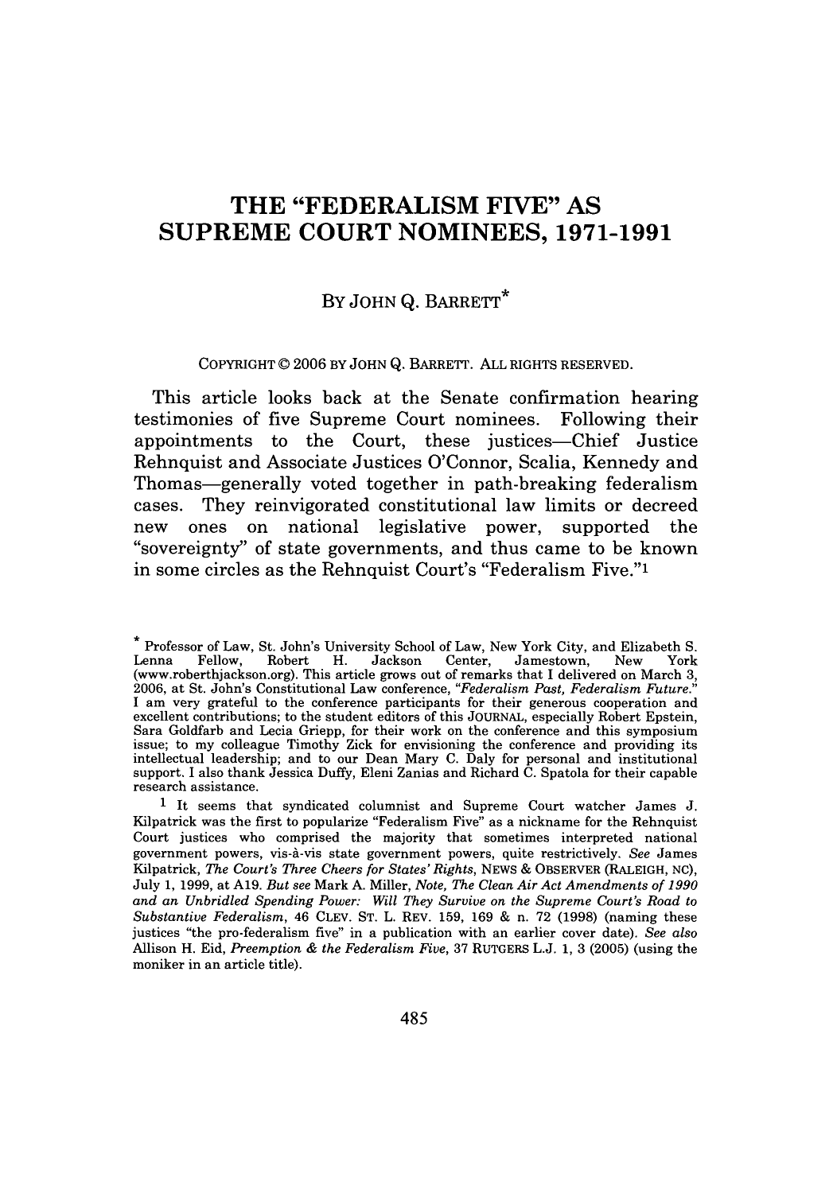# THE "FEDERALISM FIVE" AS SUPREME COURT NOMINEES, 1971-1991

BY JOHN Q. BARRETT*

COPYRIGHT © 2006 BY JOHN Q. BARRETT. ALL RIGHTS RESERVED.

This article looks back at the Senate confirmation hearing testimonies of five Supreme Court nominees. Following their appointments to the Court, these justices—Chief Justice Rehnquist and Associate Justices O'Connor, Scalia, Kennedy and Thomas—generally voted together in path-breaking federalism cases. They reinvigorated constitutional law limits or decreed new ones on national legislative power, supported the "sovereignty" of state governments, and thus came to be known in some circles as the Rehnquist Court's "Federalism Five."[1]

---

\* Professor of Law, St. John's University School of Law, New York City, and Elizabeth S. Lenna Fellow, Robert H. Jackson Center, Jamestown, New York (www.roberthjackson.org). This article grows out of remarks that I delivered on March 3, 2006, at St. John's Constitutional Law conference, *"Federalism Past, Federalism Future."* I am very grateful to the conference participants for their generous cooperation and excellent contributions; to the student editors of this JOURNAL, especially Robert Epstein, Sara Goldfarb and Lecia Griepp, for their work on the conference and this symposium issue; to my colleague Timothy Zick for envisioning the conference and providing its intellectual leadership; and to our Dean Mary C. Daly for personal and institutional support. I also thank Jessica Duffy, Eleni Zanias and Richard C. Spatola for their capable research assistance.

[1] It seems that syndicated columnist and Supreme Court watcher James J. Kilpatrick was the first to popularize "Federalism Five" as a nickname for the Rehnquist Court justices who comprised the majority that sometimes interpreted national government powers, vis-à-vis state government powers, quite restrictively. *See* James Kilpatrick, *The Court's Three Cheers for States' Rights*, NEWS & OBSERVER (RALEIGH, NC), July 1, 1999, at A19. *But see* Mark A. Miller, *Note, The Clean Air Act Amendments of 1990 and an Unbridled Spending Power: Will They Survive on the Supreme Court's Road to Substantive Federalism*, 46 CLEV. ST. L. REV. 159, 169 & n. 72 (1998) (naming these justices "the pro-federalism five" in a publication with an earlier cover date). *See also* Allison H. Eid, *Preemption & the Federalism Five*, 37 RUTGERS L.J. 1, 3 (2005) (using the moniker in an article title).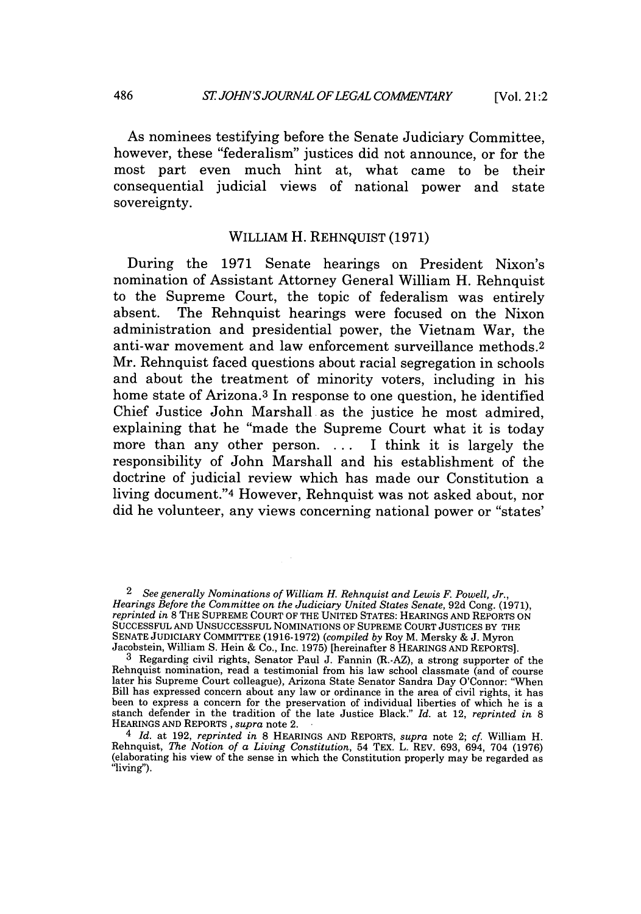As nominees testifying before the Senate Judiciary Committee, however, these "federalism" justices did not announce, or for the most part even much hint at, what came to be their consequential judicial views of national power and state sovereignty.

## WILLIAM H. REHNQUIST (1971)

During the 1971 Senate hearings on President Nixon's nomination of Assistant Attorney General William H. Rehnquist to the Supreme Court, the topic of federalism was entirely absent. The Rehnquist hearings were focused on the Nixon administration and presidential power, the Vietnam War, the anti-war movement and law enforcement surveillance methods.[2] Mr. Rehnquist faced questions about racial segregation in schools and about the treatment of minority voters, including in his home state of Arizona.[3] In response to one question, he identified Chief Justice John Marshall as the justice he most admired, explaining that he "made the Supreme Court what it is today more than any other person. . . . I think it is largely the responsibility of John Marshall and his establishment of the doctrine of judicial review which has made our Constitution a living document."[4] However, Rehnquist was not asked about, nor did he volunteer, any views concerning national power or "states'

---

[2] *See generally Nominations of William H. Rehnquist and Lewis F. Powell, Jr., Hearings Before the Committee on the Judiciary United States Senate*, 92d Cong. (1971), *reprinted in* 8 THE SUPREME COURT OF THE UNITED STATES: HEARINGS AND REPORTS ON SUCCESSFUL AND UNSUCCESSFUL NOMINATIONS OF SUPREME COURT JUSTICES BY THE SENATE JUDICIARY COMMITTEE (1916-1972) (*compiled by* Roy M. Mersky & J. Myron Jacobstein, William S. Hein & Co., Inc. 1975) [hereinafter 8 HEARINGS AND REPORTS].

[3] Regarding civil rights, Senator Paul J. Fannin (R.-AZ), a strong supporter of the Rehnquist nomination, read a testimonial from his law school classmate (and of course later his Supreme Court colleague), Arizona State Senator Sandra Day O'Connor: "When Bill has expressed concern about any law or ordinance in the area of civil rights, it has been to express a concern for the preservation of individual liberties of which he is a stanch defender in the tradition of the late Justice Black." *Id.* at 12, *reprinted in* 8 HEARINGS AND REPORTS , *supra* note 2.

[4] *Id.* at 192, *reprinted in* 8 HEARINGS AND REPORTS, *supra* note 2; *cf.* William H. Rehnquist, *The Notion of a Living Constitution*, 54 TEX. L. REV. 693, 694, 704 (1976) (elaborating his view of the sense in which the Constitution properly may be regarded as "living").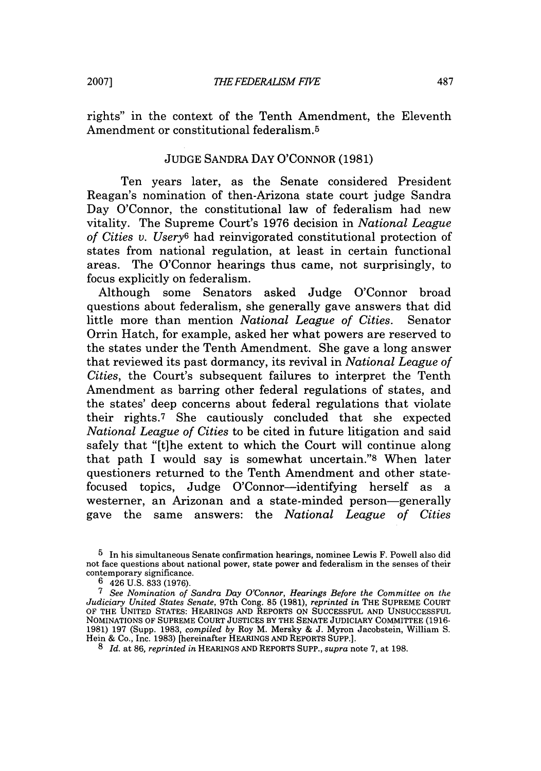rights" in the context of the Tenth Amendment, the Eleventh Amendment or constitutional federalism.[5]

## JUDGE SANDRA DAY O'CONNOR (1981)

Ten years later, as the Senate considered President Reagan's nomination of then-Arizona state court judge Sandra Day O'Connor, the constitutional law of federalism had new vitality. The Supreme Court's 1976 decision in *National League of Cities v. Usery*[6] had reinvigorated constitutional protection of states from national regulation, at least in certain functional areas. The O'Connor hearings thus came, not surprisingly, to focus explicitly on federalism.

Although some Senators asked Judge O'Connor broad questions about federalism, she generally gave answers that did little more than mention *National League of Cities*. Senator Orrin Hatch, for example, asked her what powers are reserved to the states under the Tenth Amendment. She gave a long answer that reviewed its past dormancy, its revival in *National League of Cities*, the Court's subsequent failures to interpret the Tenth Amendment as barring other federal regulations of states, and the states' deep concerns about federal regulations that violate their rights.[7] She cautiously concluded that she expected *National League of Cities* to be cited in future litigation and said safely that "[t]he extent to which the Court will continue along that path I would say is somewhat uncertain."[8] When later questioners returned to the Tenth Amendment and other state-focused topics, Judge O'Connor—identifying herself as a westerner, an Arizonan and a state-minded person—generally gave the same answers: the *National League of Cities*

---

[5] In his simultaneous Senate confirmation hearings, nominee Lewis F. Powell also did not face questions about national power, state power and federalism in the senses of their contemporary significance.

[6] 426 U.S. 833 (1976).

[7] *See Nomination of Sandra Day O'Connor, Hearings Before the Committee on the Judiciary United States Senate*, 97th Cong. 85 (1981), *reprinted in* THE SUPREME COURT OF THE UNITED STATES: HEARINGS AND REPORTS ON SUCCESSFUL AND UNSUCCESSFUL NOMINATIONS OF SUPREME COURT JUSTICES BY THE SENATE JUDICIARY COMMITTEE (1916-1981) 197 (Supp. 1983, *compiled by* Roy M. Mersky & J. Myron Jacobstein, William S. Hein & Co., Inc. 1983) [hereinafter HEARINGS AND REPORTS SUPP.].

[8] *Id.* at 86, *reprinted in* HEARINGS AND REPORTS SUPP., *supra* note 7, at 198.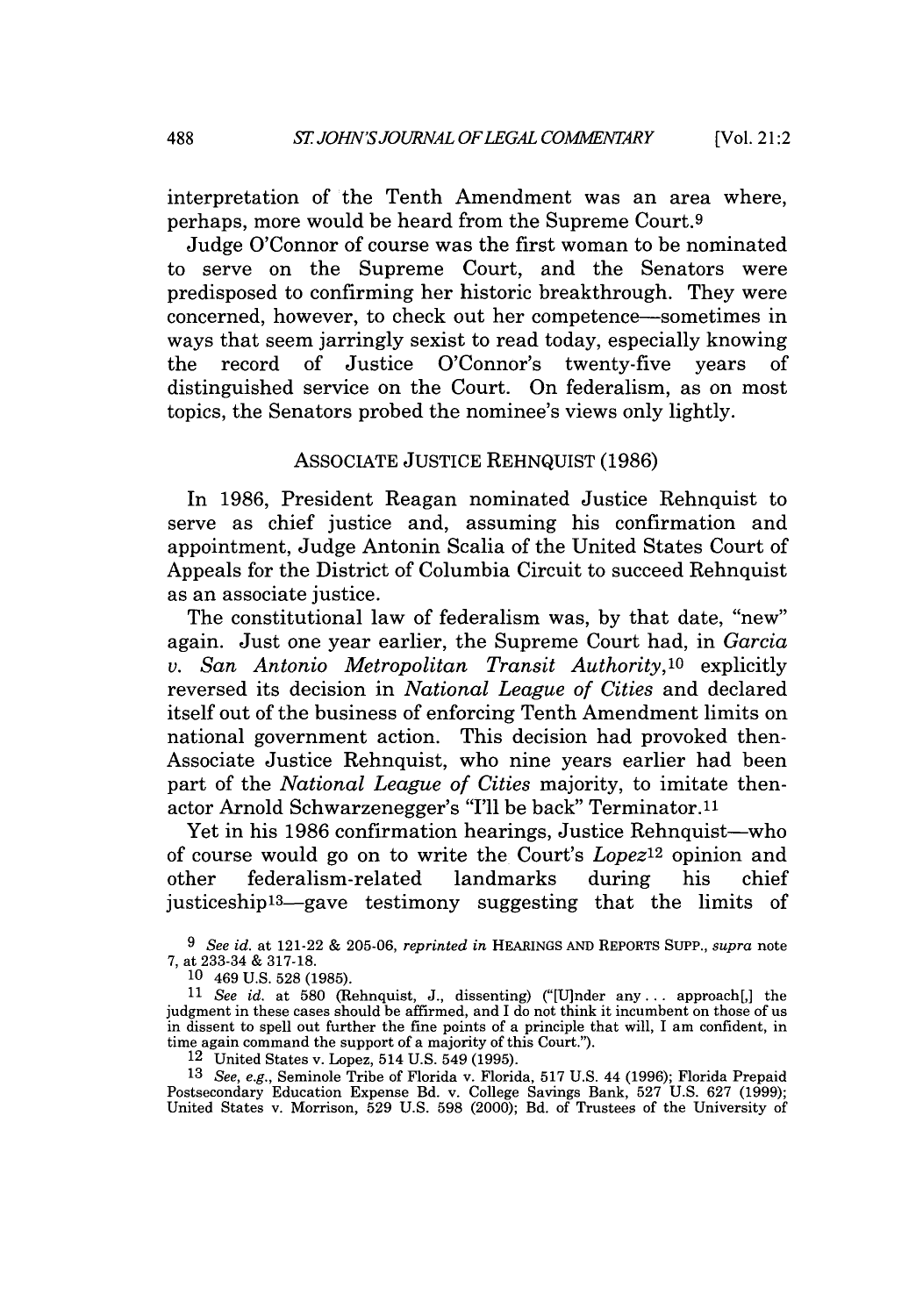interpretation of the Tenth Amendment was an area where, perhaps, more would be heard from the Supreme Court.[9]

Judge O'Connor of course was the first woman to be nominated to serve on the Supreme Court, and the Senators were predisposed to confirming her historic breakthrough. They were concerned, however, to check out her competence—sometimes in ways that seem jarringly sexist to read today, especially knowing the record of Justice O'Connor's twenty-five years of distinguished service on the Court. On federalism, as on most topics, the Senators probed the nominee's views only lightly.

## ASSOCIATE JUSTICE REHNQUIST (1986)

In 1986, President Reagan nominated Justice Rehnquist to serve as chief justice and, assuming his confirmation and appointment, Judge Antonin Scalia of the United States Court of Appeals for the District of Columbia Circuit to succeed Rehnquist as an associate justice.

The constitutional law of federalism was, by that date, "new" again. Just one year earlier, the Supreme Court had, in *Garcia v. San Antonio Metropolitan Transit Authority*,[10] explicitly reversed its decision in *National League of Cities* and declared itself out of the business of enforcing Tenth Amendment limits on national government action. This decision had provoked then-Associate Justice Rehnquist, who nine years earlier had been part of the *National League of Cities* majority, to imitate then-actor Arnold Schwarzenegger's "I'll be back" Terminator.[11]

Yet in his 1986 confirmation hearings, Justice Rehnquist—who of course would go on to write the Court's *Lopez*[12] opinion and other federalism-related landmarks during his chief justiceship[13]—gave testimony suggesting that the limits of

---

[9] *See id.* at 121-22 & 205-06, *reprinted in* HEARINGS AND REPORTS SUPP., *supra* note 7, at 233-34 & 317-18.

[10] 469 U.S. 528 (1985).

[11] *See id.* at 580 (Rehnquist, J., dissenting) ("[U]nder any . . . approach[,] the judgment in these cases should be affirmed, and I do not think it incumbent on those of us in dissent to spell out further the fine points of a principle that will, I am confident, in time again command the support of a majority of this Court.").

[12] United States v. Lopez, 514 U.S. 549 (1995).

[13] *See, e.g.*, Seminole Tribe of Florida v. Florida, 517 U.S. 44 (1996); Florida Prepaid Postsecondary Education Expense Bd. v. College Savings Bank, 527 U.S. 627 (1999); United States v. Morrison, 529 U.S. 598 (2000); Bd. of Trustees of the University of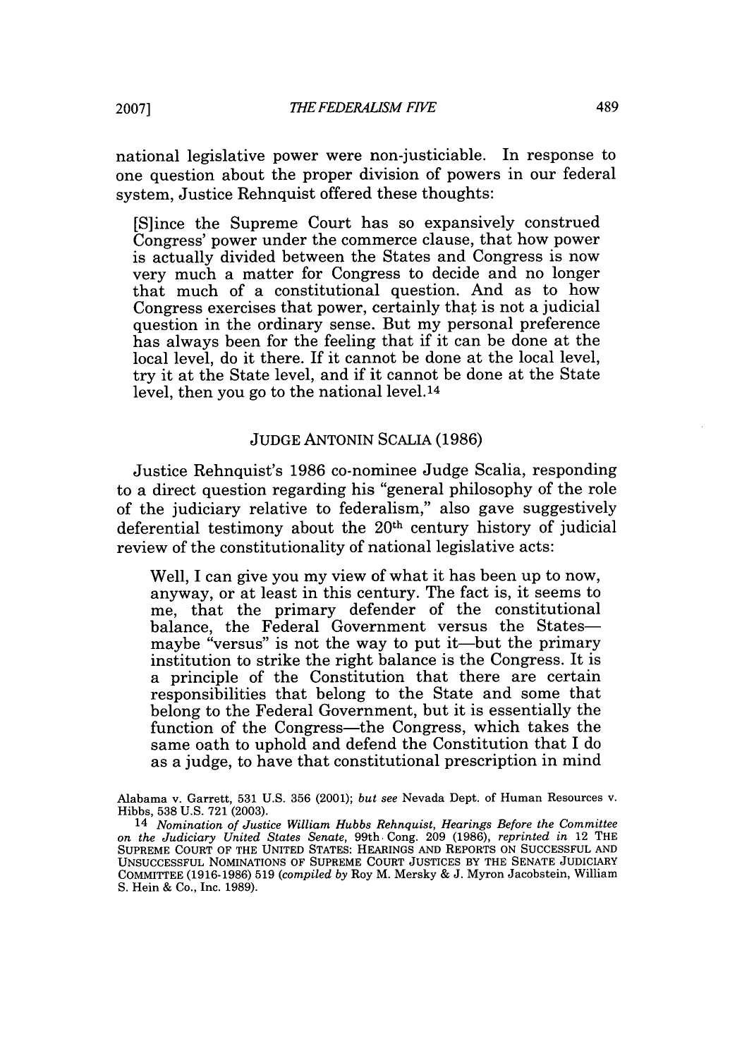national legislative power were non-justiciable. In response to one question about the proper division of powers in our federal system, Justice Rehnquist offered these thoughts:

> [S]ince the Supreme Court has so expansively construed Congress' power under the commerce clause, that how power is actually divided between the States and Congress is now very much a matter for Congress to decide and no longer that much of a constitutional question. And as to how Congress exercises that power, certainly that is not a judicial question in the ordinary sense. But my personal preference has always been for the feeling that if it can be done at the local level, do it there. If it cannot be done at the local level, try it at the State level, and if it cannot be done at the State level, then you go to the national level.[14]

## JUDGE ANTONIN SCALIA (1986)

Justice Rehnquist's 1986 co-nominee Judge Scalia, responding to a direct question regarding his "general philosophy of the role of the judiciary relative to federalism," also gave suggestively deferential testimony about the 20th century history of judicial review of the constitutionality of national legislative acts:

> Well, I can give you my view of what it has been up to now, anyway, or at least in this century. The fact is, it seems to me, that the primary defender of the constitutional balance, the Federal Government versus the States—maybe "versus" is not the way to put it—but the primary institution to strike the right balance is the Congress. It is a principle of the Constitution that there are certain responsibilities that belong to the State and some that belong to the Federal Government, but it is essentially the function of the Congress—the Congress, which takes the same oath to uphold and defend the Constitution that I do as a judge, to have that constitutional prescription in mind

Alabama v. Garrett, 531 U.S. 356 (2001); *but see* Nevada Dept. of Human Resources v. Hibbs, 538 U.S. 721 (2003).

[14] *Nomination of Justice William Hubbs Rehnquist, Hearings Before the Committee on the Judiciary United States Senate*, 99th Cong. 209 (1986), *reprinted in* 12 THE SUPREME COURT OF THE UNITED STATES: HEARINGS AND REPORTS ON SUCCESSFUL AND UNSUCCESSFUL NOMINATIONS OF SUPREME COURT JUSTICES BY THE SENATE JUDICIARY COMMITTEE (1916-1986) 519 (*compiled by* Roy M. Mersky & J. Myron Jacobstein, William S. Hein & Co., Inc. 1989).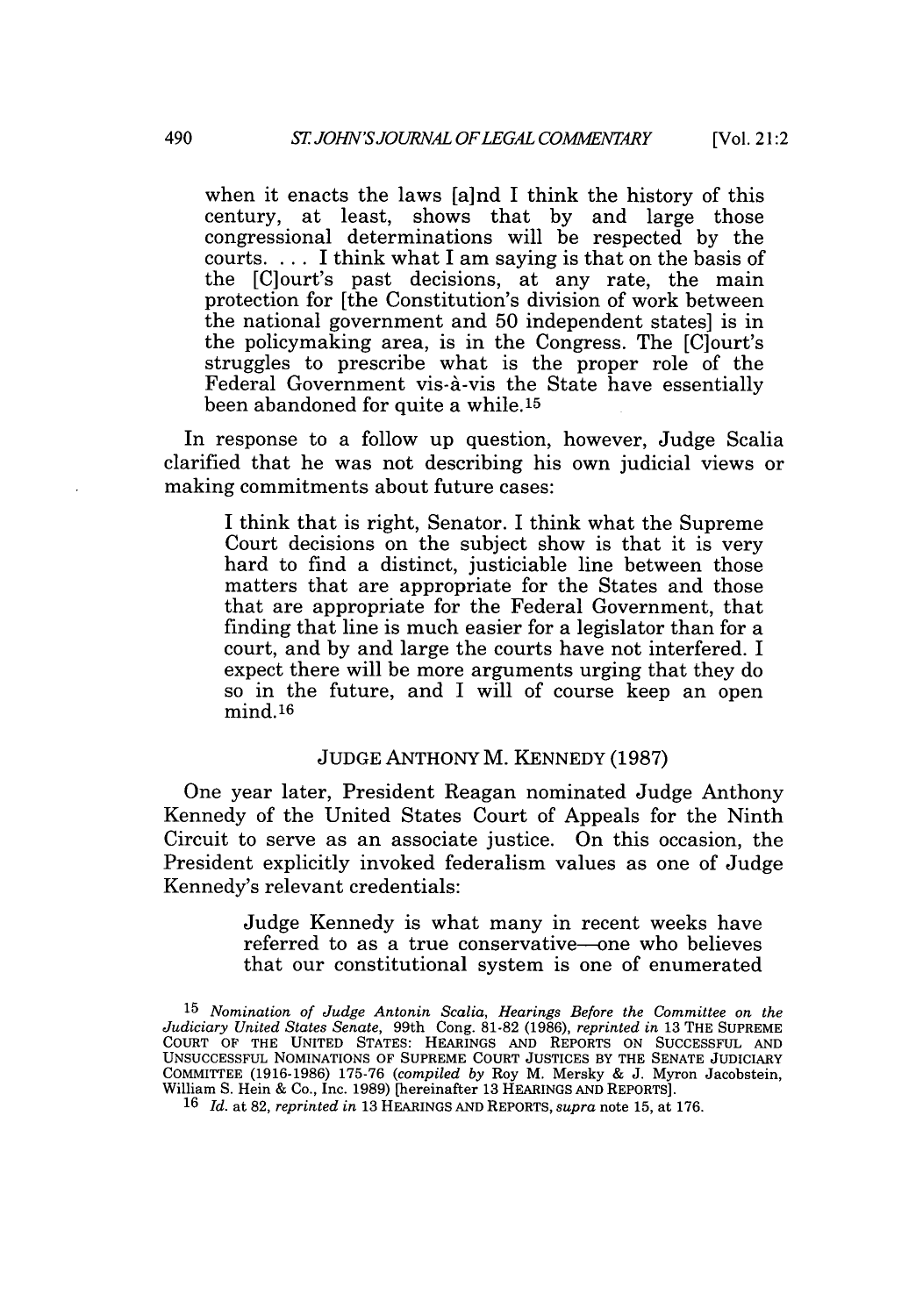> when it enacts the laws [a]nd I think the history of this century, at least, shows that by and large those congressional determinations will be respected by the courts. . . . I think what I am saying is that on the basis of the [C]ourt's past decisions, at any rate, the main protection for [the Constitution's division of work between the national government and 50 independent states] is in the policymaking area, is in the Congress. The [C]ourt's struggles to prescribe what is the proper role of the Federal Government vis-à-vis the State have essentially been abandoned for quite a while.[15]

In response to a follow up question, however, Judge Scalia clarified that he was not describing his own judicial views or making commitments about future cases:

> I think that is right, Senator. I think what the Supreme Court decisions on the subject show is that it is very hard to find a distinct, justiciable line between those matters that are appropriate for the States and those that are appropriate for the Federal Government, that finding that line is much easier for a legislator than for a court, and by and large the courts have not interfered. I expect there will be more arguments urging that they do so in the future, and I will of course keep an open mind.[16]

### JUDGE ANTHONY M. KENNEDY (1987)

One year later, President Reagan nominated Judge Anthony Kennedy of the United States Court of Appeals for the Ninth Circuit to serve as an associate justice. On this occasion, the President explicitly invoked federalism values as one of Judge Kennedy's relevant credentials:

> Judge Kennedy is what many in recent weeks have referred to as a true conservative—one who believes that our constitutional system is one of enumerated

---

15 *Nomination of Judge Antonin Scalia, Hearings Before the Committee on the Judiciary United States Senate*, 99th Cong. 81-82 (1986), *reprinted in* 13 THE SUPREME COURT OF THE UNITED STATES: HEARINGS AND REPORTS ON SUCCESSFUL AND UNSUCCESSFUL NOMINATIONS OF SUPREME COURT JUSTICES BY THE SENATE JUDICIARY COMMITTEE (1916-1986) 175-76 (*compiled by* Roy M. Mersky & J. Myron Jacobstein, William S. Hein & Co., Inc. 1989) [hereinafter 13 HEARINGS AND REPORTS].

16 *Id.* at 82, *reprinted in* 13 HEARINGS AND REPORTS, *supra* note 15, at 176.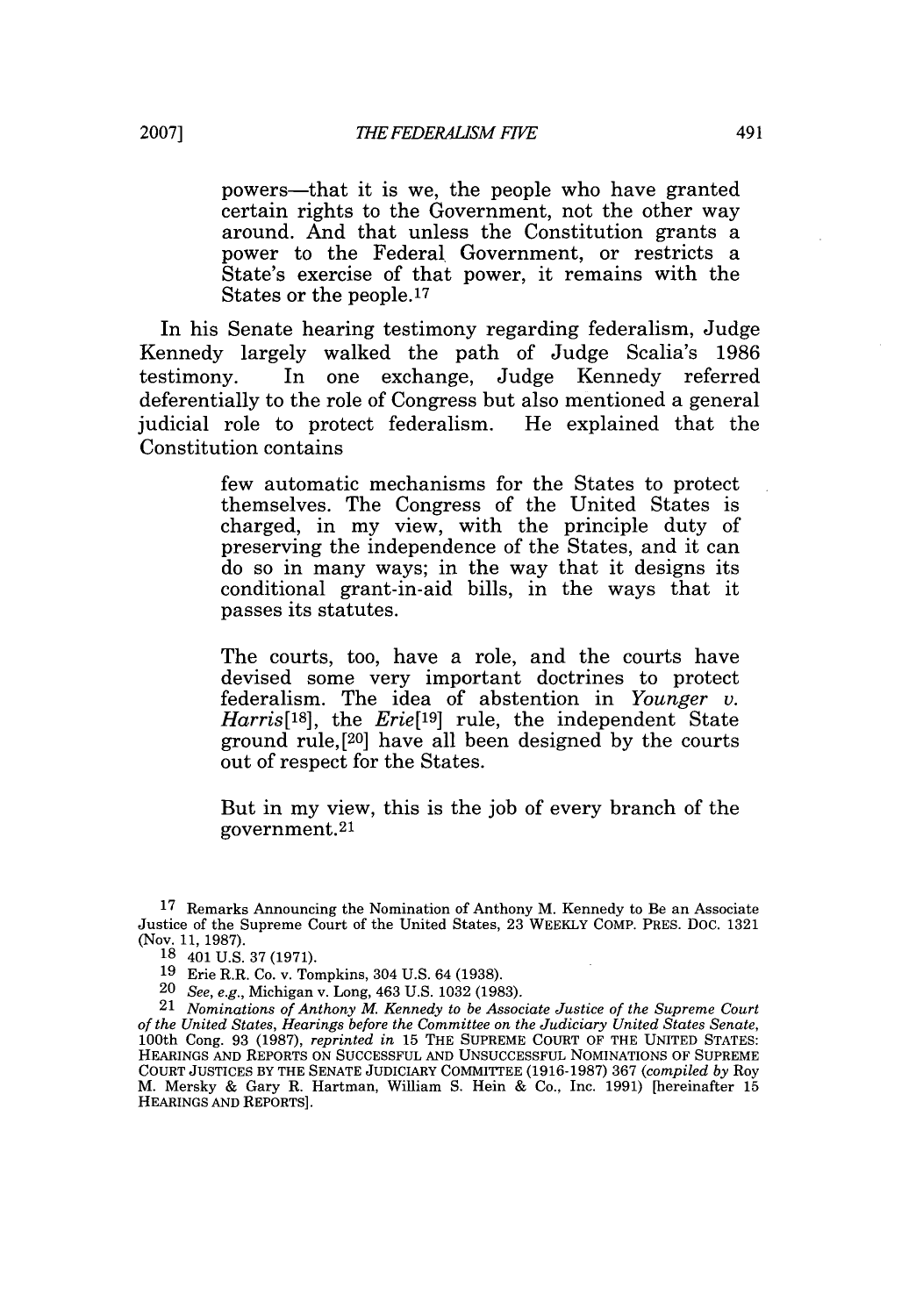> powers—that it is we, the people who have granted certain rights to the Government, not the other way around. And that unless the Constitution grants a power to the Federal Government, or restricts a State's exercise of that power, it remains with the States or the people.[17]

In his Senate hearing testimony regarding federalism, Judge Kennedy largely walked the path of Judge Scalia's 1986 testimony. In one exchange, Judge Kennedy referred deferentially to the role of Congress but also mentioned a general judicial role to protect federalism. He explained that the Constitution contains

> few automatic mechanisms for the States to protect themselves. The Congress of the United States is charged, in my view, with the principle duty of preserving the independence of the States, and it can do so in many ways; in the way that it designs its conditional grant-in-aid bills, in the ways that it passes its statutes.
>
> The courts, too, have a role, and the courts have devised some very important doctrines to protect federalism. The idea of abstention in *Younger v. Harris*[18], the *Erie*[19] rule, the independent State ground rule,[20] have all been designed by the courts out of respect for the States.
>
> But in my view, this is the job of every branch of the government.[21]

---

17 Remarks Announcing the Nomination of Anthony M. Kennedy to Be an Associate Justice of the Supreme Court of the United States, 23 WEEKLY COMP. PRES. DOC. 1321 (Nov. 11, 1987).

18 401 U.S. 37 (1971).

19 Erie R.R. Co. v. Tompkins, 304 U.S. 64 (1938).

20 *See, e.g.*, Michigan v. Long, 463 U.S. 1032 (1983).

21 *Nominations of Anthony M. Kennedy to be Associate Justice of the Supreme Court of the United States, Hearings before the Committee on the Judiciary United States Senate*, 100th Cong. 93 (1987), *reprinted in* 15 THE SUPREME COURT OF THE UNITED STATES: HEARINGS AND REPORTS ON SUCCESSFUL AND UNSUCCESSFUL NOMINATIONS OF SUPREME COURT JUSTICES BY THE SENATE JUDICIARY COMMITTEE (1916-1987) 367 (*compiled by* Roy M. Mersky & Gary R. Hartman, William S. Hein & Co., Inc. 1991) [hereinafter 15 HEARINGS AND REPORTS].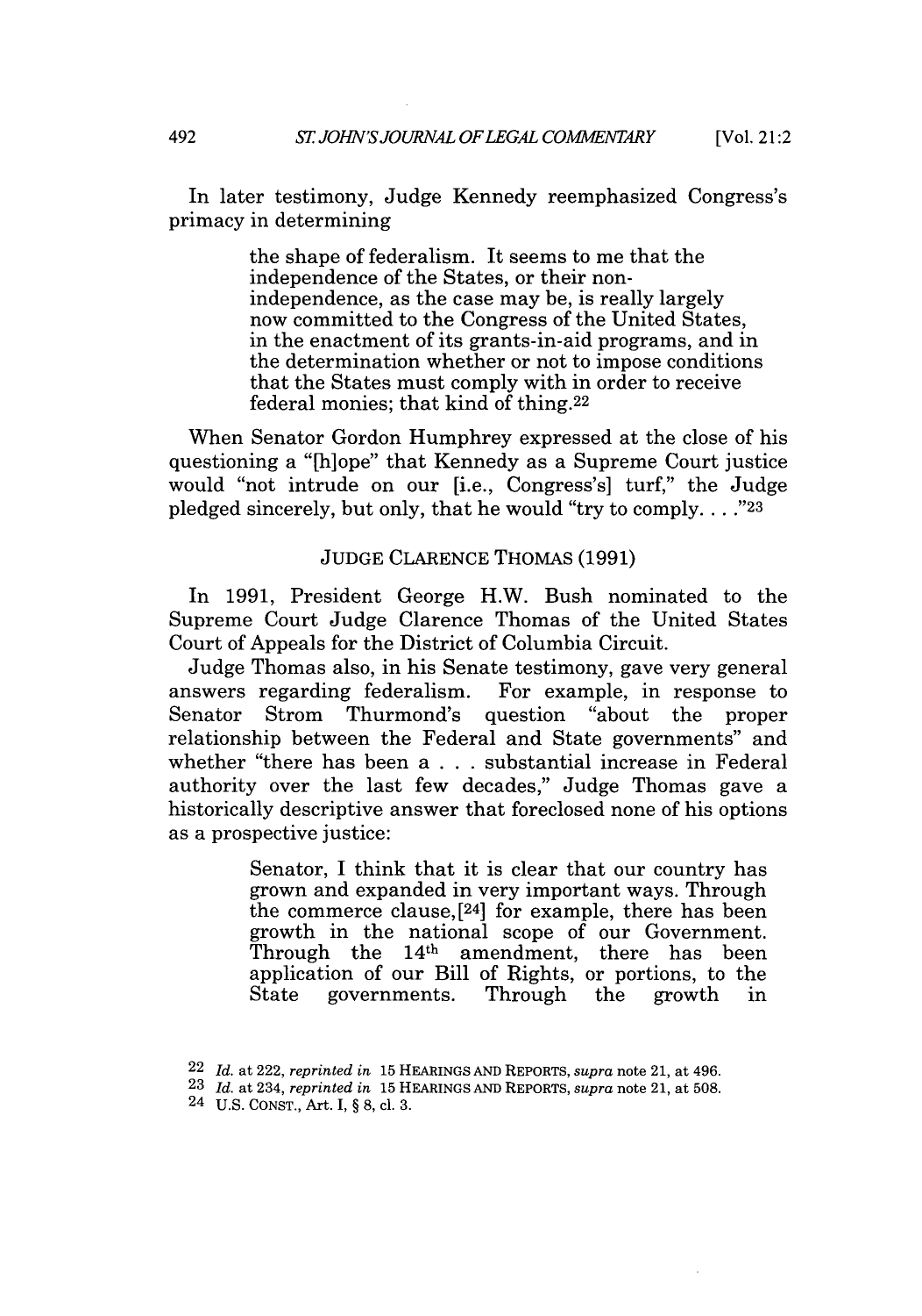In later testimony, Judge Kennedy reemphasized Congress's primacy in determining

> the shape of federalism. It seems to me that the independence of the States, or their non-independence, as the case may be, is really largely now committed to the Congress of the United States, in the enactment of its grants-in-aid programs, and in the determination whether or not to impose conditions that the States must comply with in order to receive federal monies; that kind of thing.[22]

When Senator Gordon Humphrey expressed at the close of his questioning a "[h]ope" that Kennedy as a Supreme Court justice would "not intrude on our [i.e., Congress's] turf," the Judge pledged sincerely, but only, that he would "try to comply. . . ."[23]

## JUDGE CLARENCE THOMAS (1991)

In 1991, President George H.W. Bush nominated to the Supreme Court Judge Clarence Thomas of the United States Court of Appeals for the District of Columbia Circuit.

Judge Thomas also, in his Senate testimony, gave very general answers regarding federalism. For example, in response to Senator Strom Thurmond's question "about the proper relationship between the Federal and State governments" and whether "there has been a . . . substantial increase in Federal authority over the last few decades," Judge Thomas gave a historically descriptive answer that foreclosed none of his options as a prospective justice:

> Senator, I think that it is clear that our country has grown and expanded in very important ways. Through the commerce clause,[24] for example, there has been growth in the national scope of our Government. Through the 14th amendment, there has been application of our Bill of Rights, or portions, to the State governments. Through the growth in

---

22 *Id.* at 222, *reprinted in* 15 HEARINGS AND REPORTS, *supra* note 21, at 496.

23 *Id.* at 234, *reprinted in* 15 HEARINGS AND REPORTS, *supra* note 21, at 508.

24 U.S. CONST., Art. I, § 8, cl. 3.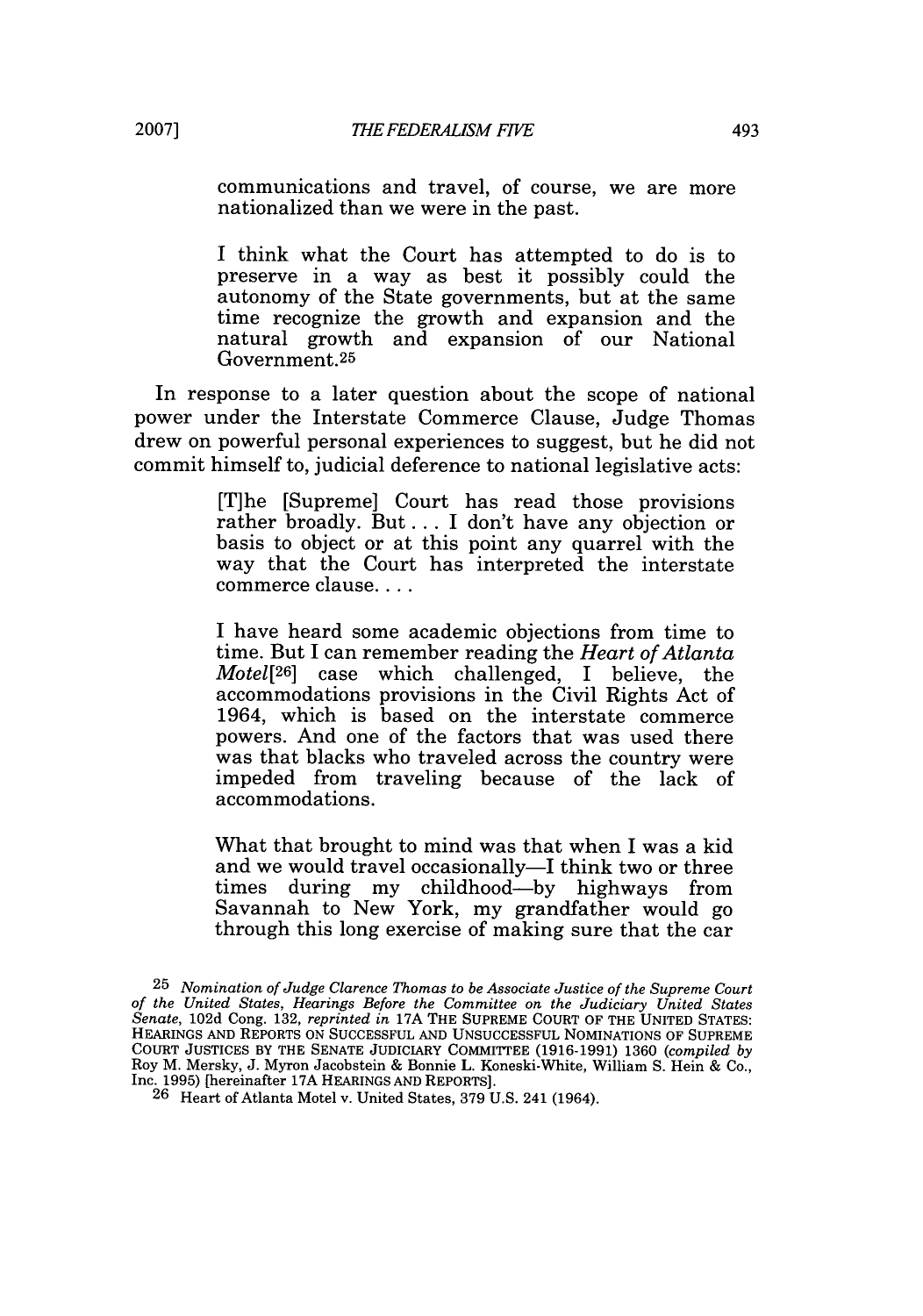> communications and travel, of course, we are more nationalized than we were in the past.
>
> I think what the Court has attempted to do is to preserve in a way as best it possibly could the autonomy of the State governments, but at the same time recognize the growth and expansion and the natural growth and expansion of our National Government.[25]

In response to a later question about the scope of national power under the Interstate Commerce Clause, Judge Thomas drew on powerful personal experiences to suggest, but he did not commit himself to, judicial deference to national legislative acts:

> [T]he [Supreme] Court has read those provisions rather broadly. But . . . I don't have any objection or basis to object or at this point any quarrel with the way that the Court has interpreted the interstate commerce clause. . . .
>
> I have heard some academic objections from time to time. But I can remember reading the *Heart of Atlanta Motel*[26] case which challenged, I believe, the accommodations provisions in the Civil Rights Act of 1964, which is based on the interstate commerce powers. And one of the factors that was used there was that blacks who traveled across the country were impeded from traveling because of the lack of accommodations.
>
> What that brought to mind was that when I was a kid and we would travel occasionally—I think two or three times during my childhood—by highways from Savannah to New York, my grandfather would go through this long exercise of making sure that the car

---

[25] *Nomination of Judge Clarence Thomas to be Associate Justice of the Supreme Court of the United States, Hearings Before the Committee on the Judiciary United States Senate*, 102d Cong. 132, *reprinted in* 17A THE SUPREME COURT OF THE UNITED STATES: HEARINGS AND REPORTS ON SUCCESSFUL AND UNSUCCESSFUL NOMINATIONS OF SUPREME COURT JUSTICES BY THE SENATE JUDICIARY COMMITTEE (1916-1991) 1360 (*compiled by* Roy M. Mersky, J. Myron Jacobstein & Bonnie L. Koneski-White, William S. Hein & Co., Inc. 1995) [hereinafter 17A HEARINGS AND REPORTS].

[26] Heart of Atlanta Motel v. United States, 379 U.S. 241 (1964).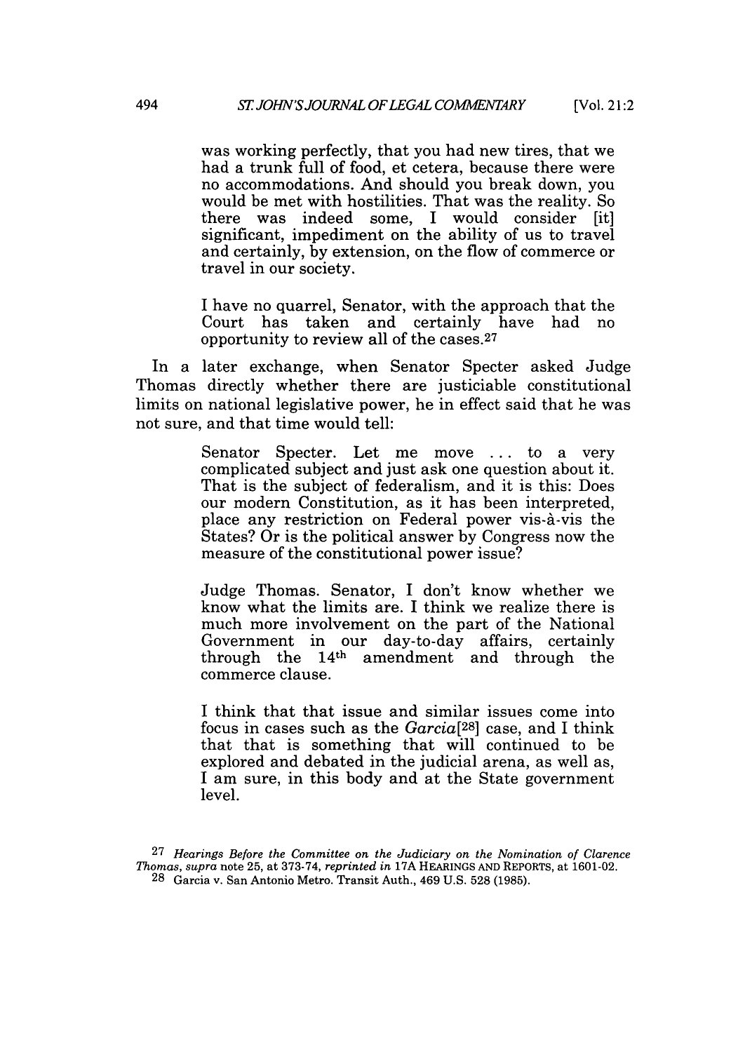> was working perfectly, that you had new tires, that we had a trunk full of food, et cetera, because there were no accommodations. And should you break down, you would be met with hostilities. That was the reality. So there was indeed some, I would consider [it] significant, impediment on the ability of us to travel and certainly, by extension, on the flow of commerce or travel in our society.
>
> I have no quarrel, Senator, with the approach that the Court has taken and certainly have had no opportunity to review all of the cases.[27]

In a later exchange, when Senator Specter asked Judge Thomas directly whether there are justiciable constitutional limits on national legislative power, he in effect said that he was not sure, and that time would tell:

> Senator Specter. Let me move ... to a very complicated subject and just ask one question about it. That is the subject of federalism, and it is this: Does our modern Constitution, as it has been interpreted, place any restriction on Federal power vis-à-vis the States? Or is the political answer by Congress now the measure of the constitutional power issue?
>
> Judge Thomas. Senator, I don't know whether we know what the limits are. I think we realize there is much more involvement on the part of the National Government in our day-to-day affairs, certainly through the 14th amendment and through the commerce clause.
>
> I think that that issue and similar issues come into focus in cases such as the *Garcia*[28] case, and I think that that is something that will continued to be explored and debated in the judicial arena, as well as, I am sure, in this body and at the State government level.

---

[27] *Hearings Before the Committee on the Judiciary on the Nomination of Clarence Thomas*, *supra* note 25, at 373-74, *reprinted in* 17A HEARINGS AND REPORTS, at 1601-02.

[28] Garcia v. San Antonio Metro. Transit Auth., 469 U.S. 528 (1985).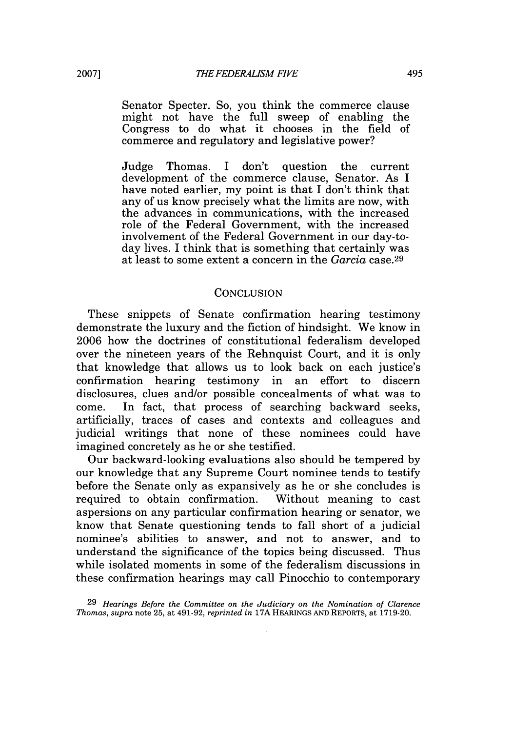> Senator Specter. So, you think the commerce clause might not have the full sweep of enabling the Congress to do what it chooses in the field of commerce and regulatory and legislative power?
>
> Judge Thomas. I don't question the current development of the commerce clause, Senator. As I have noted earlier, my point is that I don't think that any of us know precisely what the limits are now, with the advances in communications, with the increased role of the Federal Government, with the increased involvement of the Federal Government in our day-to-day lives. I think that is something that certainly was at least to some extent a concern in the *Garcia* case.[29]

## CONCLUSION

These snippets of Senate confirmation hearing testimony demonstrate the luxury and the fiction of hindsight. We know in 2006 how the doctrines of constitutional federalism developed over the nineteen years of the Rehnquist Court, and it is only that knowledge that allows us to look back on each justice's confirmation hearing testimony in an effort to discern disclosures, clues and/or possible concealments of what was to come. In fact, that process of searching backward seeks, artificially, traces of cases and contexts and colleagues and judicial writings that none of these nominees could have imagined concretely as he or she testified.

Our backward-looking evaluations also should be tempered by our knowledge that any Supreme Court nominee tends to testify before the Senate only as expansively as he or she concludes is required to obtain confirmation. Without meaning to cast aspersions on any particular confirmation hearing or senator, we know that Senate questioning tends to fall short of a judicial nominee's abilities to answer, and not to answer, and to understand the significance of the topics being discussed. Thus while isolated moments in some of the federalism discussions in these confirmation hearings may call Pinocchio to contemporary

---

29 *Hearings Before the Committee on the Judiciary on the Nomination of Clarence Thomas*, *supra* note 25, at 491-92, *reprinted in* 17A HEARINGS AND REPORTS, at 1719-20.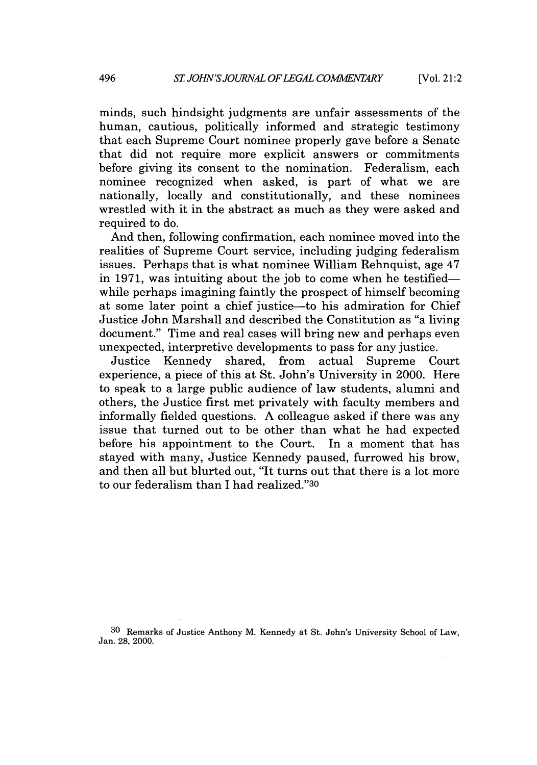minds, such hindsight judgments are unfair assessments of the human, cautious, politically informed and strategic testimony that each Supreme Court nominee properly gave before a Senate that did not require more explicit answers or commitments before giving its consent to the nomination. Federalism, each nominee recognized when asked, is part of what we are nationally, locally and constitutionally, and these nominees wrestled with it in the abstract as much as they were asked and required to do.

And then, following confirmation, each nominee moved into the realities of Supreme Court service, including judging federalism issues. Perhaps that is what nominee William Rehnquist, age 47 in 1971, was intuiting about the job to come when he testified—while perhaps imagining faintly the prospect of himself becoming at some later point a chief justice—to his admiration for Chief Justice John Marshall and described the Constitution as "a living document." Time and real cases will bring new and perhaps even unexpected, interpretive developments to pass for any justice.

Justice Kennedy shared, from actual Supreme Court experience, a piece of this at St. John's University in 2000. Here to speak to a large public audience of law students, alumni and others, the Justice first met privately with faculty members and informally fielded questions. A colleague asked if there was any issue that turned out to be other than what he had expected before his appointment to the Court. In a moment that has stayed with many, Justice Kennedy paused, furrowed his brow, and then all but blurted out, "It turns out that there is a lot more to our federalism than I had realized."[30]

[30] Remarks of Justice Anthony M. Kennedy at St. John's University School of Law, Jan. 28, 2000.